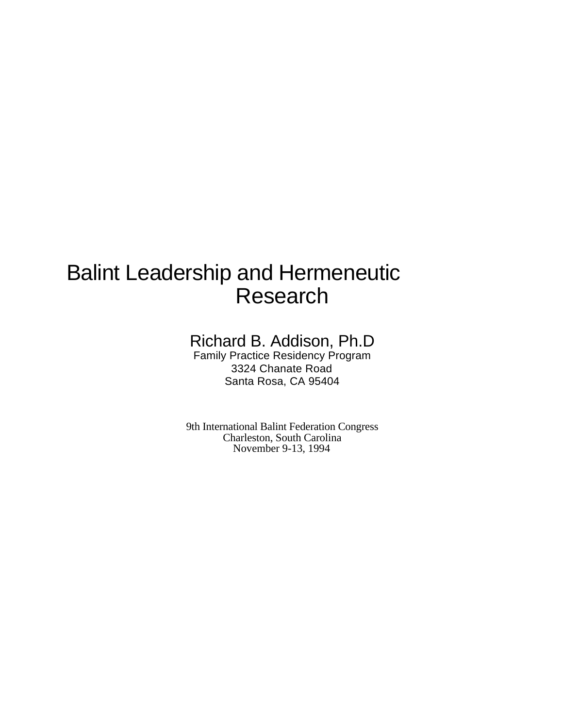# Balint Leadership and Hermeneutic Research

Richard B. Addison, Ph.D
Family Practice Residency Program
3324 Chanate Road
Santa Rosa, CA 95404

9th International Balint Federation Congress
Charleston, South Carolina
November 9-13, 1994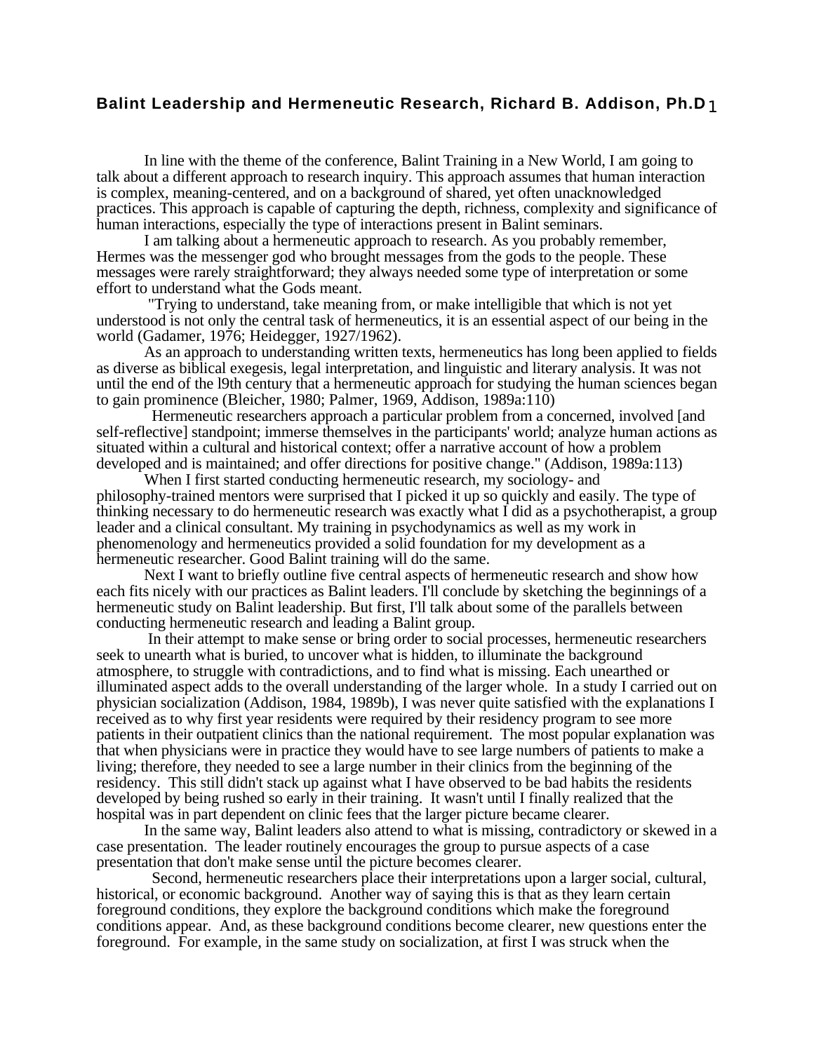# Balint Leadership and Hermeneutic Research, Richard B. Addison, Ph.D[1]

In line with the theme of the conference, Balint Training in a New World, I am going to talk about a different approach to research inquiry. This approach assumes that human interaction is complex, meaning-centered, and on a background of shared, yet often unacknowledged practices. This approach is capable of capturing the depth, richness, complexity and significance of human interactions, especially the type of interactions present in Balint seminars.

I am talking about a hermeneutic approach to research. As you probably remember, Hermes was the messenger god who brought messages from the gods to the people. These messages were rarely straightforward; they always needed some type of interpretation or some effort to understand what the Gods meant.

"Trying to understand, take meaning from, or make intelligible that which is not yet understood is not only the central task of hermeneutics, it is an essential aspect of our being in the world (Gadamer, 1976; Heidegger, 1927/1962).

As an approach to understanding written texts, hermeneutics has long been applied to fields as diverse as biblical exegesis, legal interpretation, and linguistic and literary analysis. It was not until the end of the l9th century that a hermeneutic approach for studying the human sciences began to gain prominence (Bleicher, 1980; Palmer, 1969, Addison, 1989a:110)

Hermeneutic researchers approach a particular problem from a concerned, involved [and self-reflective] standpoint; immerse themselves in the participants' world; analyze human actions as situated within a cultural and historical context; offer a narrative account of how a problem developed and is maintained; and offer directions for positive change." (Addison, 1989a:113)

When I first started conducting hermeneutic research, my sociology- and philosophy-trained mentors were surprised that I picked it up so quickly and easily. The type of thinking necessary to do hermeneutic research was exactly what I did as a psychotherapist, a group leader and a clinical consultant. My training in psychodynamics as well as my work in phenomenology and hermeneutics provided a solid foundation for my development as a hermeneutic researcher. Good Balint training will do the same.

Next I want to briefly outline five central aspects of hermeneutic research and show how each fits nicely with our practices as Balint leaders. I'll conclude by sketching the beginnings of a hermeneutic study on Balint leadership. But first, I'll talk about some of the parallels between conducting hermeneutic research and leading a Balint group.

In their attempt to make sense or bring order to social processes, hermeneutic researchers seek to unearth what is buried, to uncover what is hidden, to illuminate the background atmosphere, to struggle with contradictions, and to find what is missing. Each unearthed or illuminated aspect adds to the overall understanding of the larger whole. In a study I carried out on physician socialization (Addison, 1984, 1989b), I was never quite satisfied with the explanations I received as to why first year residents were required by their residency program to see more patients in their outpatient clinics than the national requirement. The most popular explanation was that when physicians were in practice they would have to see large numbers of patients to make a living; therefore, they needed to see a large number in their clinics from the beginning of the residency. This still didn't stack up against what I have observed to be bad habits the residents developed by being rushed so early in their training. It wasn't until I finally realized that the hospital was in part dependent on clinic fees that the larger picture became clearer.

In the same way, Balint leaders also attend to what is missing, contradictory or skewed in a case presentation. The leader routinely encourages the group to pursue aspects of a case presentation that don't make sense until the picture becomes clearer.

Second, hermeneutic researchers place their interpretations upon a larger social, cultural, historical, or economic background. Another way of saying this is that as they learn certain foreground conditions, they explore the background conditions which make the foreground conditions appear. And, as these background conditions become clearer, new questions enter the foreground. For example, in the same study on socialization, at first I was struck when the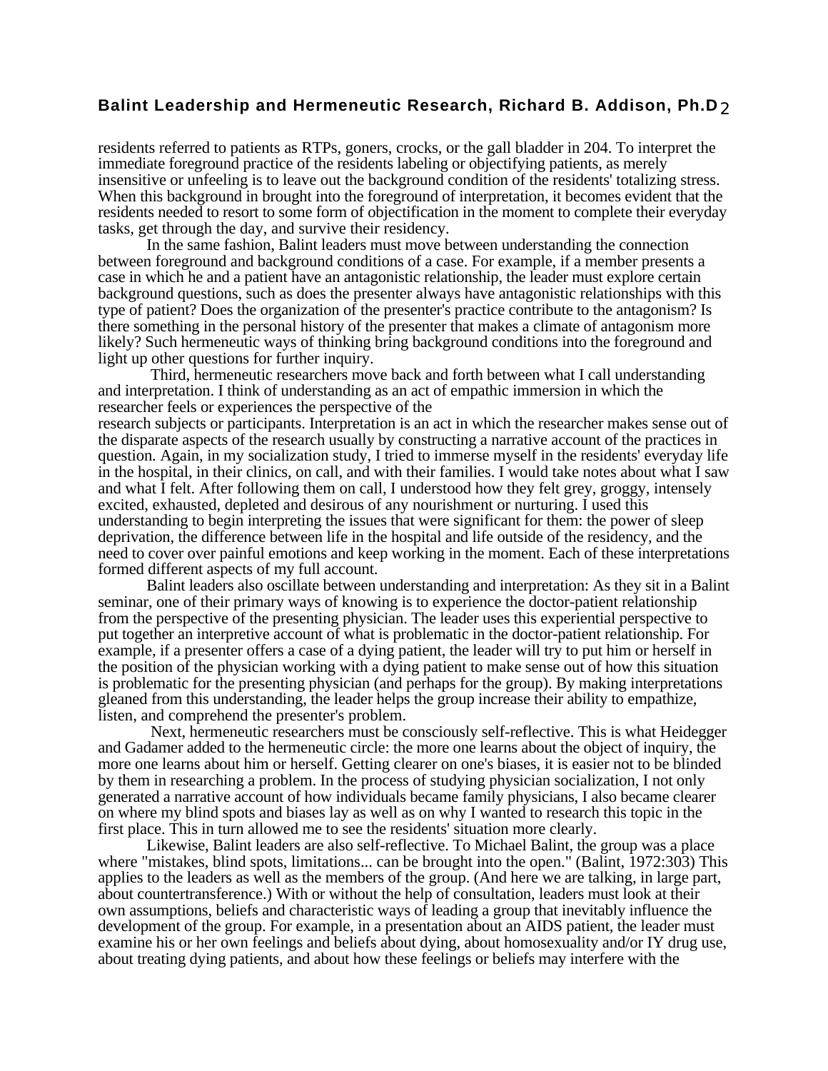residents referred to patients as RTPs, goners, crocks, or the gall bladder in 204. To interpret the immediate foreground practice of the residents labeling or objectifying patients, as merely insensitive or unfeeling is to leave out the background condition of the residents' totalizing stress. When this background in brought into the foreground of interpretation, it becomes evident that the residents needed to resort to some form of objectification in the moment to complete their everyday tasks, get through the day, and survive their residency.

In the same fashion, Balint leaders must move between understanding the connection between foreground and background conditions of a case. For example, if a member presents a case in which he and a patient have an antagonistic relationship, the leader must explore certain background questions, such as does the presenter always have antagonistic relationships with this type of patient? Does the organization of the presenter's practice contribute to the antagonism? Is there something in the personal history of the presenter that makes a climate of antagonism more likely? Such hermeneutic ways of thinking bring background conditions into the foreground and light up other questions for further inquiry.

Third, hermeneutic researchers move back and forth between what I call understanding and interpretation. I think of understanding as an act of empathic immersion in which the researcher feels or experiences the perspective of the research subjects or participants. Interpretation is an act in which the researcher makes sense out of the disparate aspects of the research usually by constructing a narrative account of the practices in question. Again, in my socialization study, I tried to immerse myself in the residents' everyday life in the hospital, in their clinics, on call, and with their families. I would take notes about what I saw and what I felt. After following them on call, I understood how they felt grey, groggy, intensely excited, exhausted, depleted and desirous of any nourishment or nurturing. I used this understanding to begin interpreting the issues that were significant for them: the power of sleep deprivation, the difference between life in the hospital and life outside of the residency, and the need to cover over painful emotions and keep working in the moment. Each of these interpretations formed different aspects of my full account.

Balint leaders also oscillate between understanding and interpretation: As they sit in a Balint seminar, one of their primary ways of knowing is to experience the doctor-patient relationship from the perspective of the presenting physician. The leader uses this experiential perspective to put together an interpretive account of what is problematic in the doctor-patient relationship. For example, if a presenter offers a case of a dying patient, the leader will try to put him or herself in the position of the physician working with a dying patient to make sense out of how this situation is problematic for the presenting physician (and perhaps for the group). By making interpretations gleaned from this understanding, the leader helps the group increase their ability to empathize, listen, and comprehend the presenter's problem.

Next, hermeneutic researchers must be consciously self-reflective. This is what Heidegger and Gadamer added to the hermeneutic circle: the more one learns about the object of inquiry, the more one learns about him or herself. Getting clearer on one's biases, it is easier not to be blinded by them in researching a problem. In the process of studying physician socialization, I not only generated a narrative account of how individuals became family physicians, I also became clearer on where my blind spots and biases lay as well as on why I wanted to research this topic in the first place. This in turn allowed me to see the residents' situation more clearly.

Likewise, Balint leaders are also self-reflective. To Michael Balint, the group was a place where "mistakes, blind spots, limitations... can be brought into the open." (Balint, 1972:303) This applies to the leaders as well as the members of the group. (And here we are talking, in large part, about countertransference.) With or without the help of consultation, leaders must look at their own assumptions, beliefs and characteristic ways of leading a group that inevitably influence the development of the group. For example, in a presentation about an AIDS patient, the leader must examine his or her own feelings and beliefs about dying, about homosexuality and/or IY drug use, about treating dying patients, and about how these feelings or beliefs may interfere with the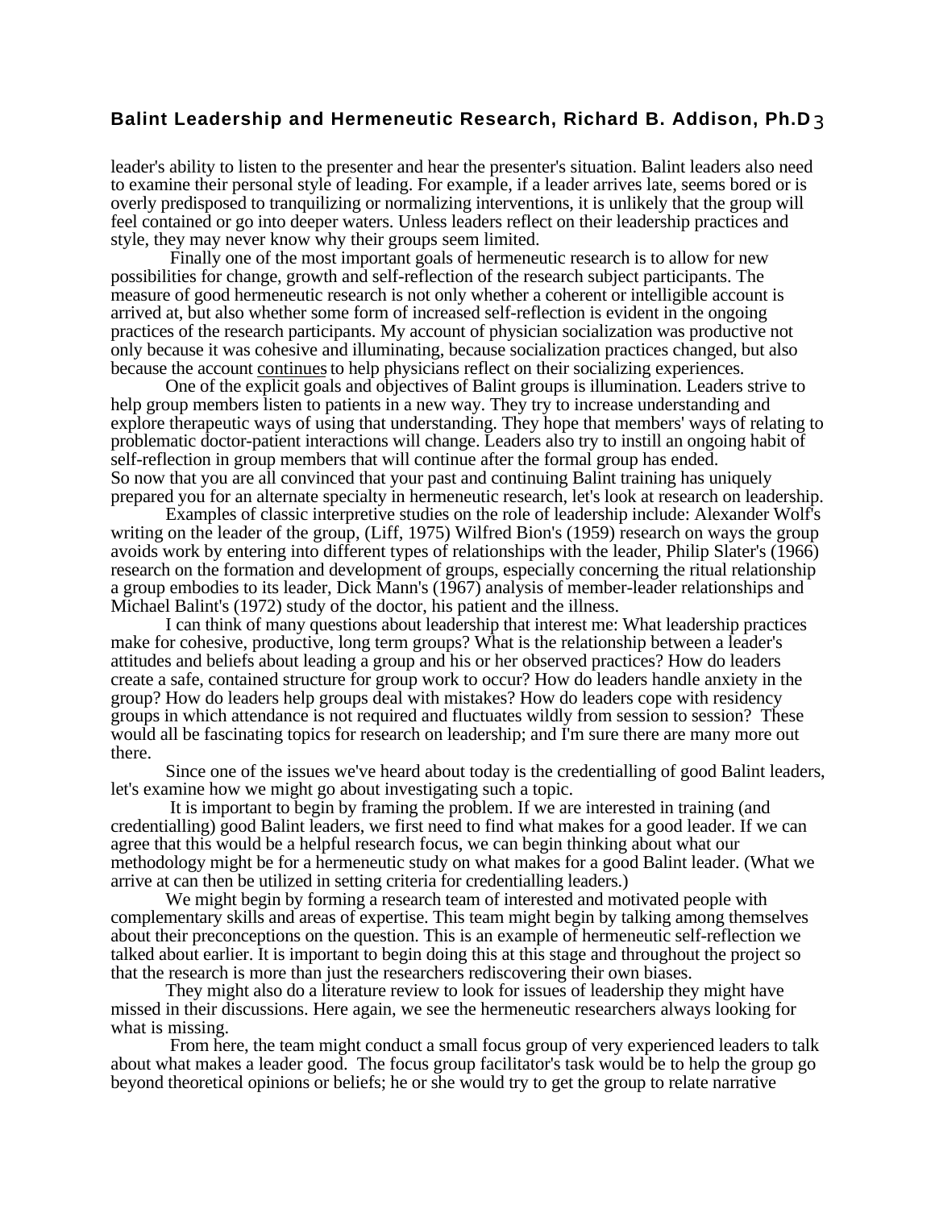leader's ability to listen to the presenter and hear the presenter's situation. Balint leaders also need to examine their personal style of leading. For example, if a leader arrives late, seems bored or is overly predisposed to tranquilizing or normalizing interventions, it is unlikely that the group will feel contained or go into deeper waters. Unless leaders reflect on their leadership practices and style, they may never know why their groups seem limited.

Finally one of the most important goals of hermeneutic research is to allow for new possibilities for change, growth and self-reflection of the research subject participants. The measure of good hermeneutic research is not only whether a coherent or intelligible account is arrived at, but also whether some form of increased self-reflection is evident in the ongoing practices of the research participants. My account of physician socialization was productive not only because it was cohesive and illuminating, because socialization practices changed, but also because the account continues to help physicians reflect on their socializing experiences.

One of the explicit goals and objectives of Balint groups is illumination. Leaders strive to help group members listen to patients in a new way. They try to increase understanding and explore therapeutic ways of using that understanding. They hope that members' ways of relating to problematic doctor-patient interactions will change. Leaders also try to instill an ongoing habit of self-reflection in group members that will continue after the formal group has ended.
So now that you are all convinced that your past and continuing Balint training has uniquely prepared you for an alternate specialty in hermeneutic research, let's look at research on leadership.

Examples of classic interpretive studies on the role of leadership include: Alexander Wolf's writing on the leader of the group, (Liff, 1975) Wilfred Bion's (1959) research on ways the group avoids work by entering into different types of relationships with the leader, Philip Slater's (1966) research on the formation and development of groups, especially concerning the ritual relationship a group embodies to its leader, Dick Mann's (1967) analysis of member-leader relationships and Michael Balint's (1972) study of the doctor, his patient and the illness.

I can think of many questions about leadership that interest me: What leadership practices make for cohesive, productive, long term groups? What is the relationship between a leader's attitudes and beliefs about leading a group and his or her observed practices? How do leaders create a safe, contained structure for group work to occur? How do leaders handle anxiety in the group? How do leaders help groups deal with mistakes? How do leaders cope with residency groups in which attendance is not required and fluctuates wildly from session to session? These would all be fascinating topics for research on leadership; and I'm sure there are many more out there.

Since one of the issues we've heard about today is the credentialling of good Balint leaders, let's examine how we might go about investigating such a topic.

It is important to begin by framing the problem. If we are interested in training (and credentialling) good Balint leaders, we first need to find what makes for a good leader. If we can agree that this would be a helpful research focus, we can begin thinking about what our methodology might be for a hermeneutic study on what makes for a good Balint leader. (What we arrive at can then be utilized in setting criteria for credentialling leaders.)

We might begin by forming a research team of interested and motivated people with complementary skills and areas of expertise. This team might begin by talking among themselves about their preconceptions on the question. This is an example of hermeneutic self-reflection we talked about earlier. It is important to begin doing this at this stage and throughout the project so that the research is more than just the researchers rediscovering their own biases.

They might also do a literature review to look for issues of leadership they might have missed in their discussions. Here again, we see the hermeneutic researchers always looking for what is missing.

From here, the team might conduct a small focus group of very experienced leaders to talk about what makes a leader good. The focus group facilitator's task would be to help the group go beyond theoretical opinions or beliefs; he or she would try to get the group to relate narrative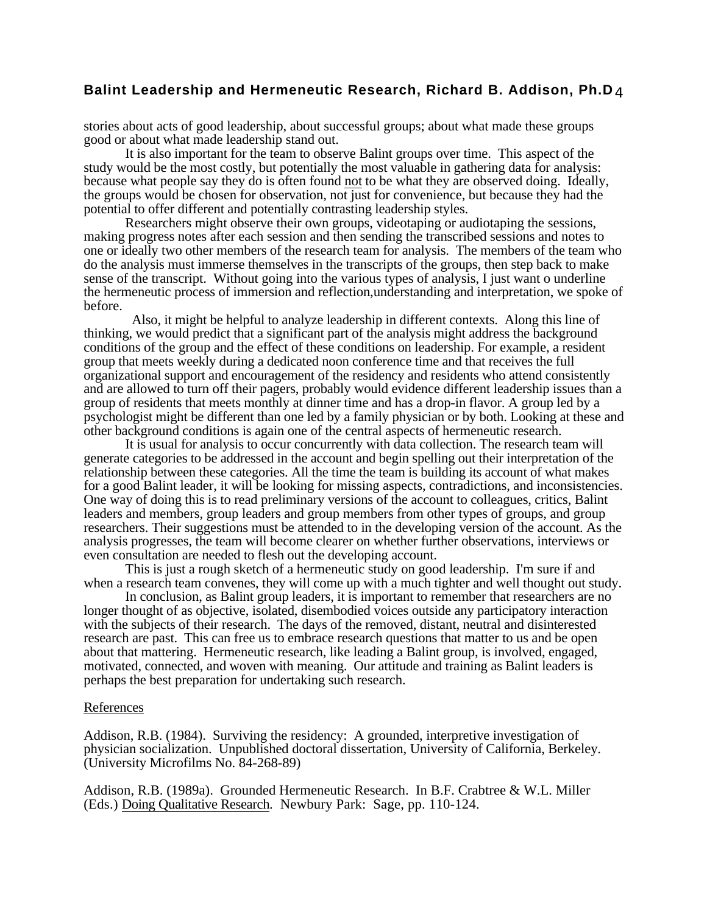stories about acts of good leadership, about successful groups; about what made these groups good or about what made leadership stand out.

It is also important for the team to observe Balint groups over time. This aspect of the study would be the most costly, but potentially the most valuable in gathering data for analysis: because what people say they do is often found not to be what they are observed doing. Ideally, the groups would be chosen for observation, not just for convenience, but because they had the potential to offer different and potentially contrasting leadership styles.

Researchers might observe their own groups, videotaping or audiotaping the sessions, making progress notes after each session and then sending the transcribed sessions and notes to one or ideally two other members of the research team for analysis. The members of the team who do the analysis must immerse themselves in the transcripts of the groups, then step back to make sense of the transcript. Without going into the various types of analysis, I just want o underline the hermeneutic process of immersion and reflection,understanding and interpretation, we spoke of before.

Also, it might be helpful to analyze leadership in different contexts. Along this line of thinking, we would predict that a significant part of the analysis might address the background conditions of the group and the effect of these conditions on leadership. For example, a resident group that meets weekly during a dedicated noon conference time and that receives the full organizational support and encouragement of the residency and residents who attend consistently and are allowed to turn off their pagers, probably would evidence different leadership issues than a group of residents that meets monthly at dinner time and has a drop-in flavor. A group led by a psychologist might be different than one led by a family physician or by both. Looking at these and other background conditions is again one of the central aspects of hermeneutic research.

It is usual for analysis to occur concurrently with data collection. The research team will generate categories to be addressed in the account and begin spelling out their interpretation of the relationship between these categories. All the time the team is building its account of what makes for a good Balint leader, it will be looking for missing aspects, contradictions, and inconsistencies. One way of doing this is to read preliminary versions of the account to colleagues, critics, Balint leaders and members, group leaders and group members from other types of groups, and group researchers. Their suggestions must be attended to in the developing version of the account. As the analysis progresses, the team will become clearer on whether further observations, interviews or even consultation are needed to flesh out the developing account.

This is just a rough sketch of a hermeneutic study on good leadership. I'm sure if and when a research team convenes, they will come up with a much tighter and well thought out study.

In conclusion, as Balint group leaders, it is important to remember that researchers are no longer thought of as objective, isolated, disembodied voices outside any participatory interaction with the subjects of their research. The days of the removed, distant, neutral and disinterested research are past. This can free us to embrace research questions that matter to us and be open about that mattering. Hermeneutic research, like leading a Balint group, is involved, engaged, motivated, connected, and woven with meaning. Our attitude and training as Balint leaders is perhaps the best preparation for undertaking such research.

References

Addison, R.B. (1984). Surviving the residency: A grounded, interpretive investigation of physician socialization. Unpublished doctoral dissertation, University of California, Berkeley. (University Microfilms No. 84-268-89)

Addison, R.B. (1989a). Grounded Hermeneutic Research. In B.F. Crabtree & W.L. Miller (Eds.) Doing Qualitative Research. Newbury Park: Sage, pp. 110-124.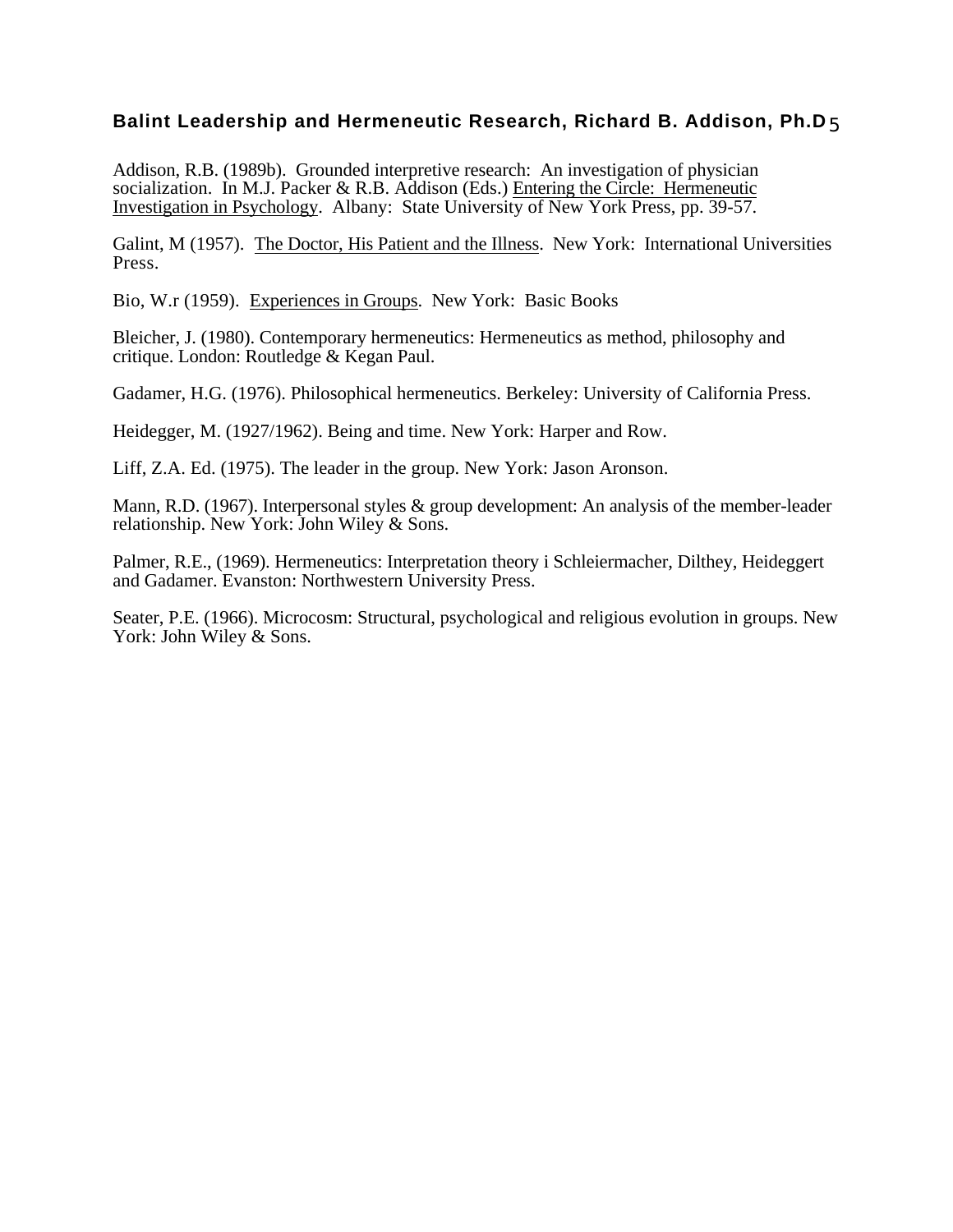Addison, R.B. (1989b). Grounded interpretive research: An investigation of physician socialization. In M.J. Packer & R.B. Addison (Eds.) Entering the Circle: Hermeneutic Investigation in Psychology. Albany: State University of New York Press, pp. 39-57.

Galint, M (1957). The Doctor, His Patient and the Illness. New York: International Universities Press.

Bio, W.r (1959). Experiences in Groups. New York: Basic Books

Bleicher, J. (1980). Contemporary hermeneutics: Hermeneutics as method, philosophy and critique. London: Routledge & Kegan Paul.

Gadamer, H.G. (1976). Philosophical hermeneutics. Berkeley: University of California Press.

Heidegger, M. (1927/1962). Being and time. New York: Harper and Row.

Liff, Z.A. Ed. (1975). The leader in the group. New York: Jason Aronson.

Mann, R.D. (1967). Interpersonal styles & group development: An analysis of the member-leader relationship. New York: John Wiley & Sons.

Palmer, R.E., (1969). Hermeneutics: Interpretation theory i Schleiermacher, Dilthey, Heideggert and Gadamer. Evanston: Northwestern University Press.

Seater, P.E. (1966). Microcosm: Structural, psychological and religious evolution in groups. New York: John Wiley & Sons.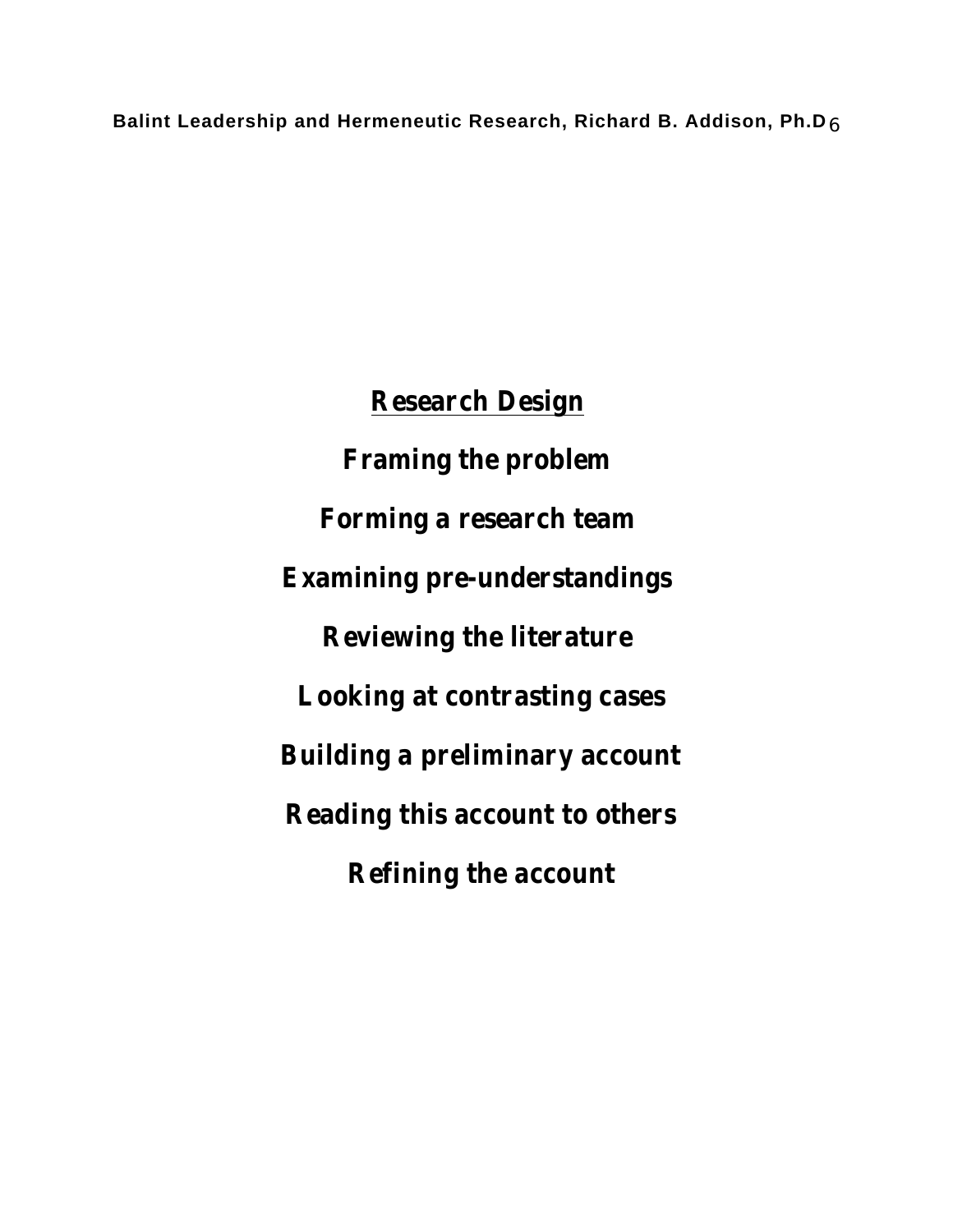## Research Design

**Framing the problem**

**Forming a research team**

**Examining pre-understandings**

**Reviewing the literature**

**Looking at contrasting cases**

**Building a preliminary account**

**Reading this account to others**

**Refining the account**